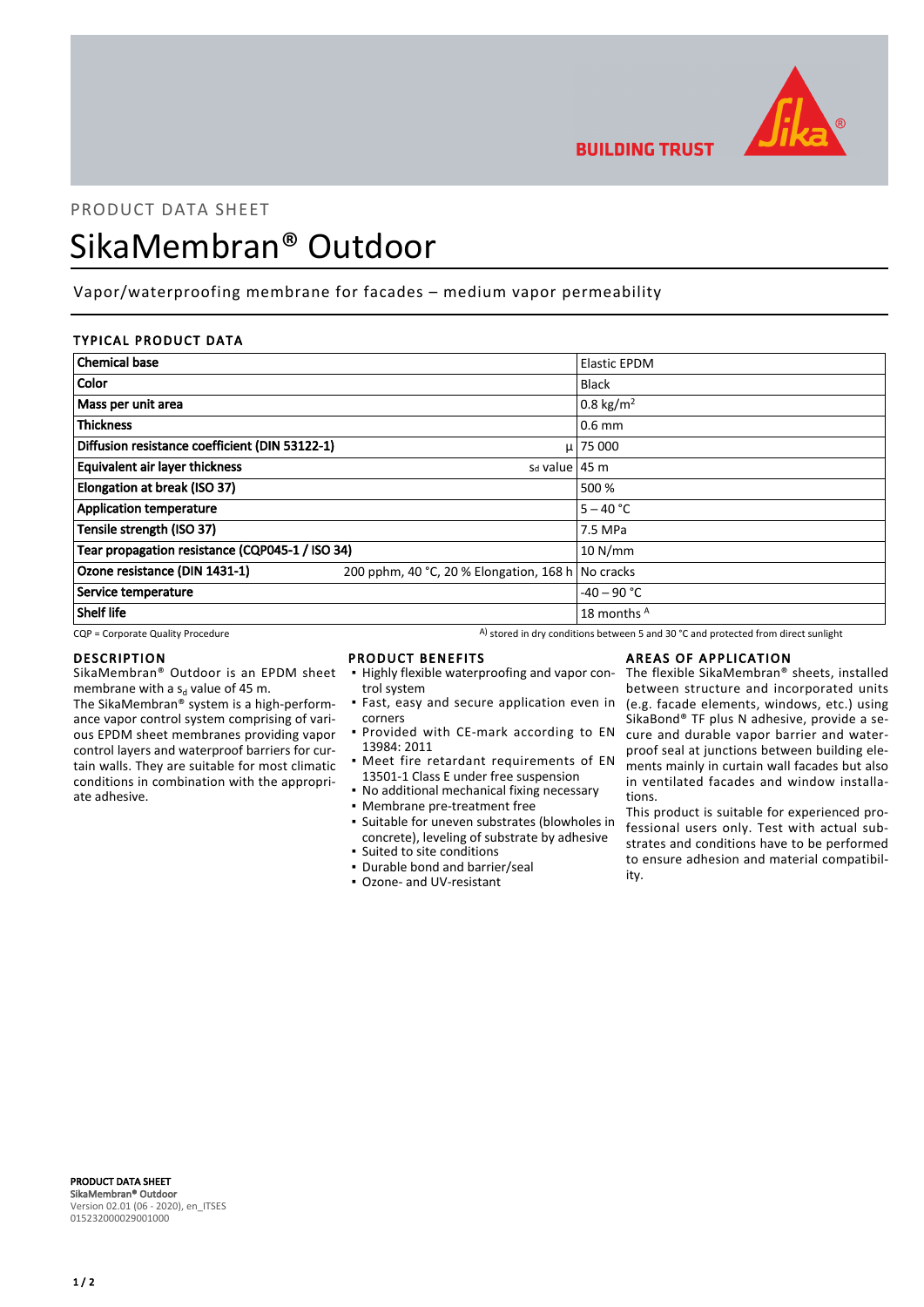PRODUCT DATA SHEET

# SikaMembran® Outdoor

Vapor/waterproofing membrane for facades – medium vapor permeability

## TYPICAL PRODUCT DATA

| | | |
|---|---|---|
| **Chemical base** | | Elastic EPDM |
| **Color** | | Black |
| **Mass per unit area** | | 0.8 kg/m² |
| **Thickness** | | 0.6 mm |
| **Diffusion resistance coefficient (DIN 53122-1)** | μ | 75 000 |
| **Equivalent air layer thickness** | sd value | 45 m |
| **Elongation at break (ISO 37)** | | 500 % |
| **Application temperature** | | 5 – 40 °C |
| **Tensile strength (ISO 37)** | | 7.5 MPa |
| **Tear propagation resistance (CQP045-1 / ISO 34)** | | 10 N/mm |
| **Ozone resistance (DIN 1431-1)** | 200 pphm, 40 °C, 20 % Elongation, 168 h | No cracks |
| **Service temperature** | | -40 – 90 °C |
| **Shelf life** | | 18 months A |

CQP = Corporate Quality Procedure

A) stored in dry conditions between 5 and 30 °C and protected from direct sunlight

## DESCRIPTION

SikaMembran® Outdoor is an EPDM sheet membrane with a $s_d$ value of 45 m.

The SikaMembran® system is a high-performance vapor control system comprising of various EPDM sheet membranes providing vapor control layers and waterproof barriers for curtain walls. They are suitable for most climatic conditions in combination with the appropriate adhesive.

## PRODUCT BENEFITS

- Highly flexible waterproofing and vapor control system
- Fast, easy and secure application even in corners
- Provided with CE-mark according to EN 13984: 2011
- Meet fire retardant requirements of EN 13501-1 Class E under free suspension
- No additional mechanical fixing necessary
- Membrane pre-treatment free
- Suitable for uneven substrates (blowholes in concrete), leveling of substrate by adhesive
- Suited to site conditions
- Durable bond and barrier/seal
- Ozone- and UV-resistant

## AREAS OF APPLICATION

The flexible SikaMembran® sheets, installed between structure and incorporated units (e.g. facade elements, windows, etc.) using SikaBond® TF plus N adhesive, provide a secure and durable vapor barrier and waterproof seal at junctions between building elements mainly in curtain wall facades but also in ventilated facades and window installations.

This product is suitable for experienced professional users only. Test with actual substrates and conditions have to be performed to ensure adhesion and material compatibility.

**PRODUCT DATA SHEET**
**SikaMembran® Outdoor**
Version 02.01 (06 - 2020), en_ITSES
015232000029001000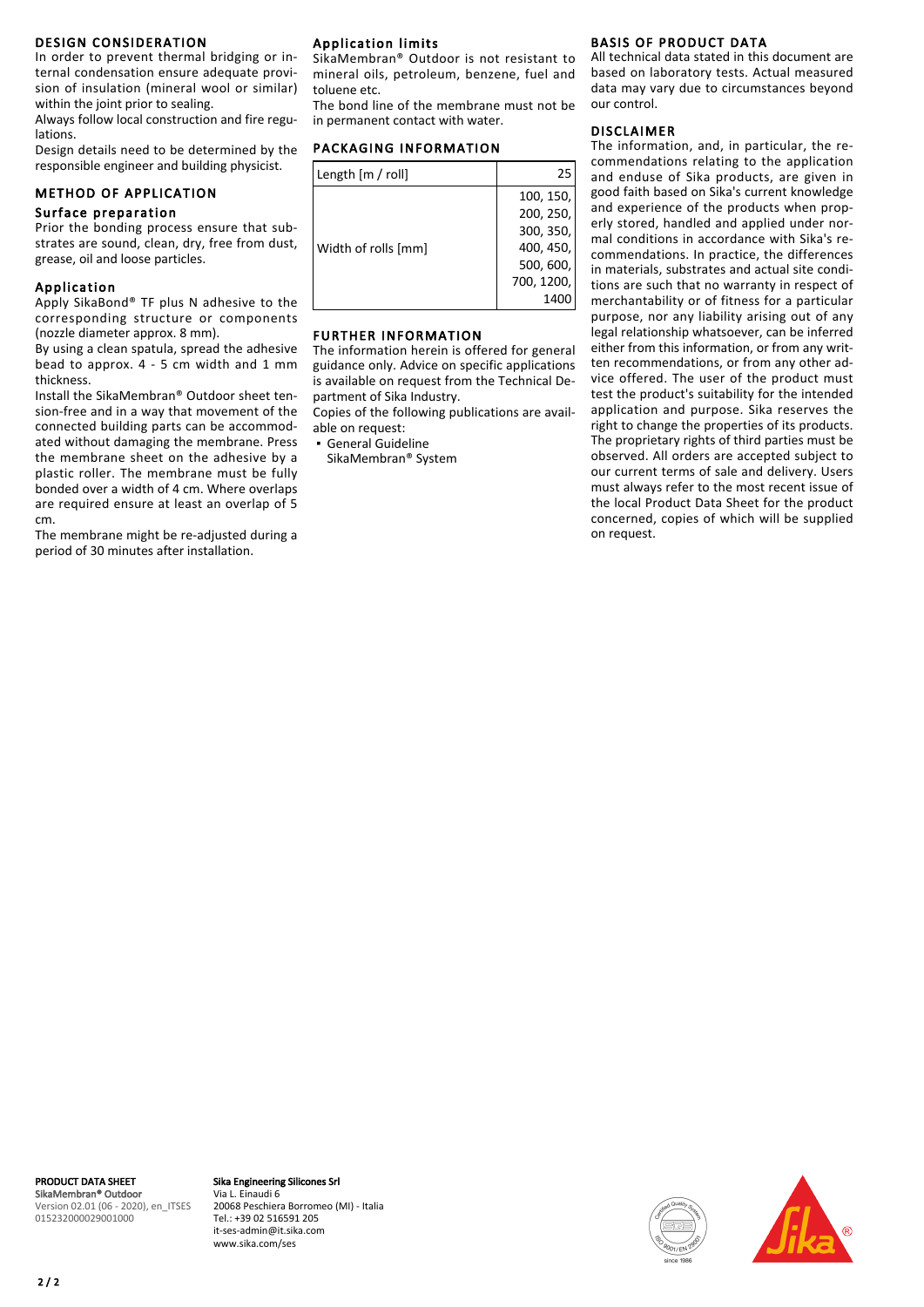## DESIGN CONSIDERATION

In order to prevent thermal bridging or internal condensation ensure adequate provision of insulation (mineral wool or similar) within the joint prior to sealing.

Always follow local construction and fire regulations.

Design details need to be determined by the responsible engineer and building physicist.

## METHOD OF APPLICATION

### Surface preparation

Prior the bonding process ensure that substrates are sound, clean, dry, free from dust, grease, oil and loose particles.

### Application

Apply SikaBond® TF plus N adhesive to the corresponding structure or components (nozzle diameter approx. 8 mm).

By using a clean spatula, spread the adhesive bead to approx. 4 - 5 cm width and 1 mm thickness.

Install the SikaMembran® Outdoor sheet tension-free and in a way that movement of the connected building parts can be accommodated without damaging the membrane. Press the membrane sheet on the adhesive by a plastic roller. The membrane must be fully bonded over a width of 4 cm. Where overlaps are required ensure at least an overlap of 5 cm.

The membrane might be re-adjusted during a period of 30 minutes after installation.

### Application limits

SikaMembran® Outdoor is not resistant to mineral oils, petroleum, benzene, fuel and toluene etc.

The bond line of the membrane must not be in permanent contact with water.

## PACKAGING INFORMATION

| | |
|---|---|
| Length [m / roll] | 25 |
| Width of rolls [mm] | 100, 150, 200, 250, 300, 350, 400, 450, 500, 600, 700, 1200, 1400 |

## FURTHER INFORMATION

The information herein is offered for general guidance only. Advice on specific applications is available on request from the Technical Department of Sika Industry.

Copies of the following publications are available on request:

- General Guideline SikaMembran® System

## BASIS OF PRODUCT DATA

All technical data stated in this document are based on laboratory tests. Actual measured data may vary due to circumstances beyond our control.

## DISCLAIMER

The information, and, in particular, the recommendations relating to the application and enduse of Sika products, are given in good faith based on Sika's current knowledge and experience of the products when properly stored, handled and applied under normal conditions in accordance with Sika's recommendations. In practice, the differences in materials, substrates and actual site conditions are such that no warranty in respect of merchantability or of fitness for a particular purpose, nor any liability arising out of any legal relationship whatsoever, can be inferred either from this information, or from any written recommendations, or from any other advice offered. The user of the product must test the product's suitability for the intended application and purpose. Sika reserves the right to change the properties of its products. The proprietary rights of third parties must be observed. All orders are accepted subject to our current terms of sale and delivery. Users must always refer to the most recent issue of the local Product Data Sheet for the product concerned, copies of which will be supplied on request.

**PRODUCT DATA SHEET**
**SikaMembran® Outdoor**
Version 02.01 (06 - 2020), en_ITSES
015232000029001000

**Sika Engineering Silicones Srl**
Via L. Einaudi 6
20068 Peschiera Borromeo (MI) - Italia
Tel.: +39 02 516591 205
it-ses-admin@it.sika.com
www.sika.com/ses